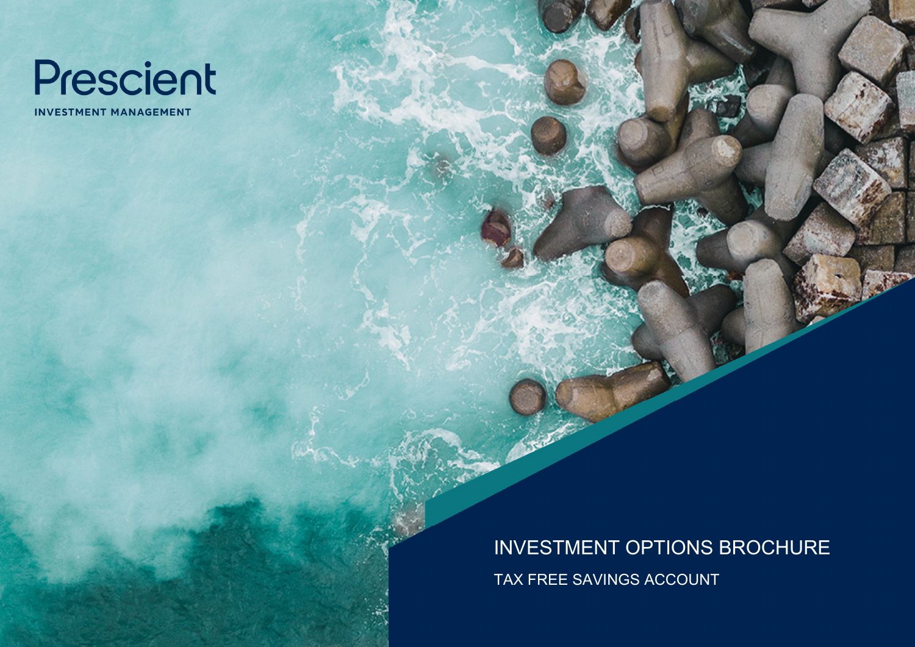Prescient

INVESTMENT MANAGEMENT

# INVESTMENT OPTIONS BROCHURE

## TAX FREE SAVINGS ACCOUNT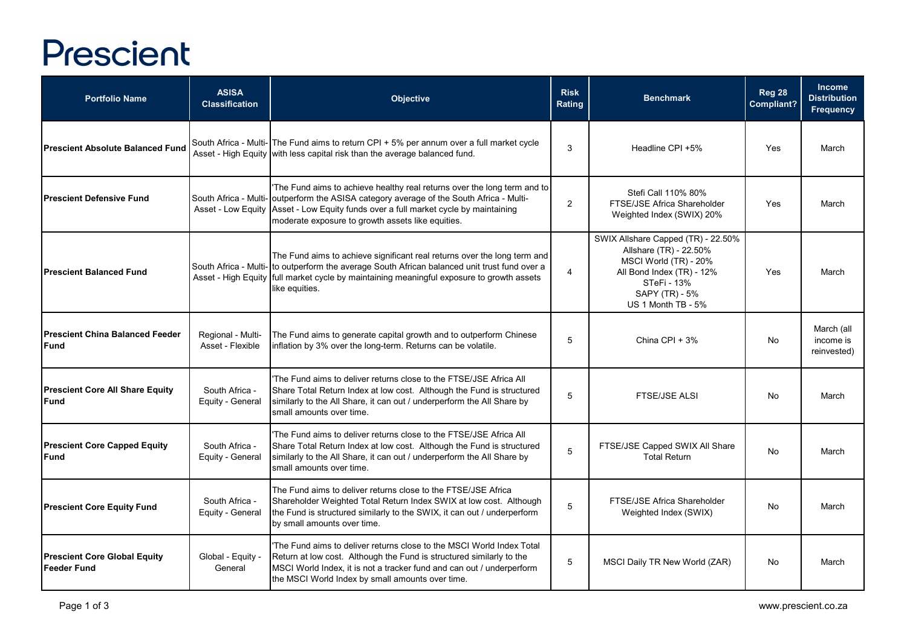# Prescient

| Portfolio Name | ASISA Classification | Objective | Risk Rating | Benchmark | Reg 28 Compliant? | Income Distribution Frequency |
|---|---|---|---|---|---|---|
| **Prescient Absolute Balanced Fund** | South Africa - Multi-Asset - High Equity | The Fund aims to return CPI + 5% per annum over a full market cycle with less capital risk than the average balanced fund. | 3 | Headline CPI +5% | Yes | March |
| **Prescient Defensive Fund** | South Africa - Multi-Asset - Low Equity | 'The Fund aims to achieve healthy real returns over the long term and to outperform the ASISA category average of the South Africa - Multi-Asset - Low Equity funds over a full market cycle by maintaining moderate exposure to growth assets like equities. | 2 | Stefi Call 110% 80% FTSE/JSE Africa Shareholder Weighted Index (SWIX) 20% | Yes | March |
| **Prescient Balanced Fund** | South Africa - Multi-Asset - High Equity | The Fund aims to achieve significant real returns over the long term and to outperform the average South African balanced unit trust fund over a full market cycle by maintaining meaningful exposure to growth assets like equities. | 4 | SWIX Allshare Capped (TR) - 22.50% Allshare (TR) - 22.50% MSCI World (TR) - 20% All Bond Index (TR) - 12% STeFi - 13% SAPY (TR) - 5% US 1 Month TB - 5% | Yes | March |
| **Prescient China Balanced Feeder Fund** | Regional - Multi-Asset - Flexible | The Fund aims to generate capital growth and to outperform Chinese inflation by 3% over the long-term. Returns can be volatile. | 5 | China CPI + 3% | No | March (all income is reinvested) |
| **Prescient Core All Share Equity Fund** | South Africa - Equity - General | 'The Fund aims to deliver returns close to the FTSE/JSE Africa All Share Total Return Index at low cost. Although the Fund is structured similarly to the All Share, it can out / underperform the All Share by small amounts over time. | 5 | FTSE/JSE ALSI | No | March |
| **Prescient Core Capped Equity Fund** | South Africa - Equity - General | 'The Fund aims to deliver returns close to the FTSE/JSE Africa All Share Total Return Index at low cost. Although the Fund is structured similarly to the All Share, it can out / underperform the All Share by small amounts over time. | 5 | FTSE/JSE Capped SWIX All Share Total Return | No | March |
| **Prescient Core Equity Fund** | South Africa - Equity - General | The Fund aims to deliver returns close to the FTSE/JSE Africa Shareholder Weighted Total Return Index SWIX at low cost. Although the Fund is structured similarly to the SWIX, it can out / underperform by small amounts over time. | 5 | FTSE/JSE Africa Shareholder Weighted Index (SWIX) | No | March |
| **Prescient Core Global Equity Feeder Fund** | Global - Equity - General | 'The Fund aims to deliver returns close to the MSCI World Index Total Return at low cost. Although the Fund is structured similarly to the MSCI World Index, it is not a tracker fund and can out / underperform the MSCI World Index by small amounts over time. | 5 | MSCI Daily TR New World (ZAR) | No | March |

www.prescient.co.za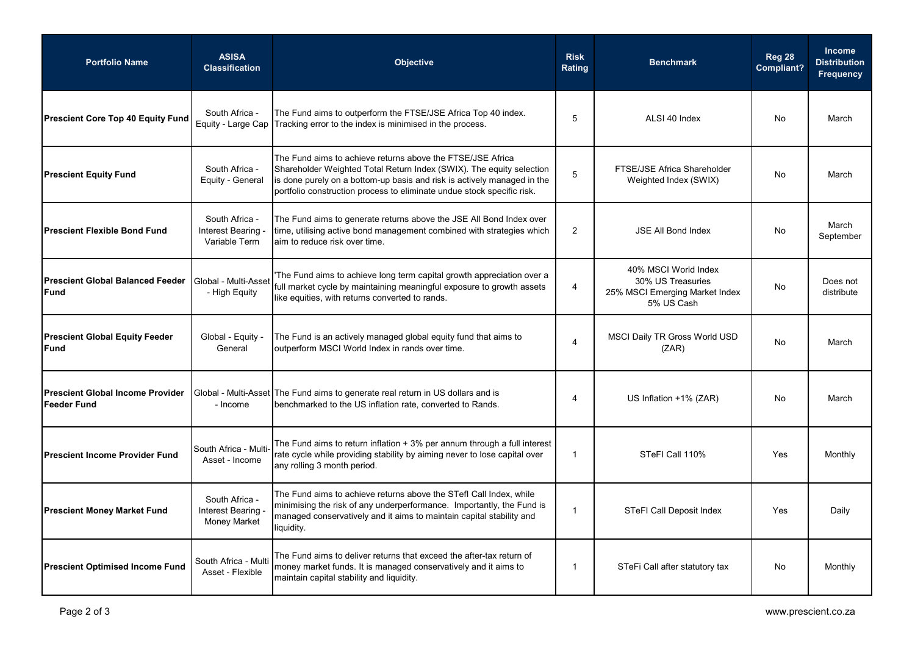| Portfolio Name | ASISA Classification | Objective | Risk Rating | Benchmark | Reg 28 Compliant? | Income Distribution Frequency |
|---|---|---|---|---|---|---|
| **Prescient Core Top 40 Equity Fund** | South Africa - Equity - Large Cap | The Fund aims to outperform the FTSE/JSE Africa Top 40 index. Tracking error to the index is minimised in the process. | 5 | ALSI 40 Index | No | March |
| **Prescient Equity Fund** | South Africa - Equity - General | The Fund aims to achieve returns above the FTSE/JSE Africa Shareholder Weighted Total Return Index (SWIX). The equity selection is done purely on a bottom-up basis and risk is actively managed in the portfolio construction process to eliminate undue stock specific risk. | 5 | FTSE/JSE Africa Shareholder Weighted Index (SWIX) | No | March |
| **Prescient Flexible Bond Fund** | South Africa - Interest Bearing - Variable Term | The Fund aims to generate returns above the JSE All Bond Index over time, utilising active bond management combined with strategies which aim to reduce risk over time. | 2 | JSE All Bond Index | No | March September |
| **Prescient Global Balanced Feeder Fund** | Global - Multi-Asset - High Equity | 'The Fund aims to achieve long term capital growth appreciation over a full market cycle by maintaining meaningful exposure to growth assets like equities, with returns converted to rands. | 4 | 40% MSCI World Index 30% US Treasuries 25% MSCI Emerging Market Index 5% US Cash | No | Does not distribute |
| **Prescient Global Equity Feeder Fund** | Global - Equity - General | The Fund is an actively managed global equity fund that aims to outperform MSCI World Index in rands over time. | 4 | MSCI Daily TR Gross World USD (ZAR) | No | March |
| **Prescient Global Income Provider Feeder Fund** | Global - Multi-Asset - Income | The Fund aims to generate real return in US dollars and is benchmarked to the US inflation rate, converted to Rands. | 4 | US Inflation +1% (ZAR) | No | March |
| **Prescient Income Provider Fund** | South Africa - Multi-Asset - Income | The Fund aims to return inflation + 3% per annum through a full interest rate cycle while providing stability by aiming never to lose capital over any rolling 3 month period. | 1 | STeFI Call 110% | Yes | Monthly |
| **Prescient Money Market Fund** | South Africa - Interest Bearing - Money Market | The Fund aims to achieve returns above the STefI Call Index, while minimising the risk of any underperformance. Importantly, the Fund is managed conservatively and it aims to maintain capital stability and liquidity. | 1 | STeFI Call Deposit Index | Yes | Daily |
| **Prescient Optimised Income Fund** | South Africa - Multi Asset - Flexible | The Fund aims to deliver returns that exceed the after-tax return of money market funds. It is managed conservatively and it aims to maintain capital stability and liquidity. | 1 | STeFi Call after statutory tax | No | Monthly |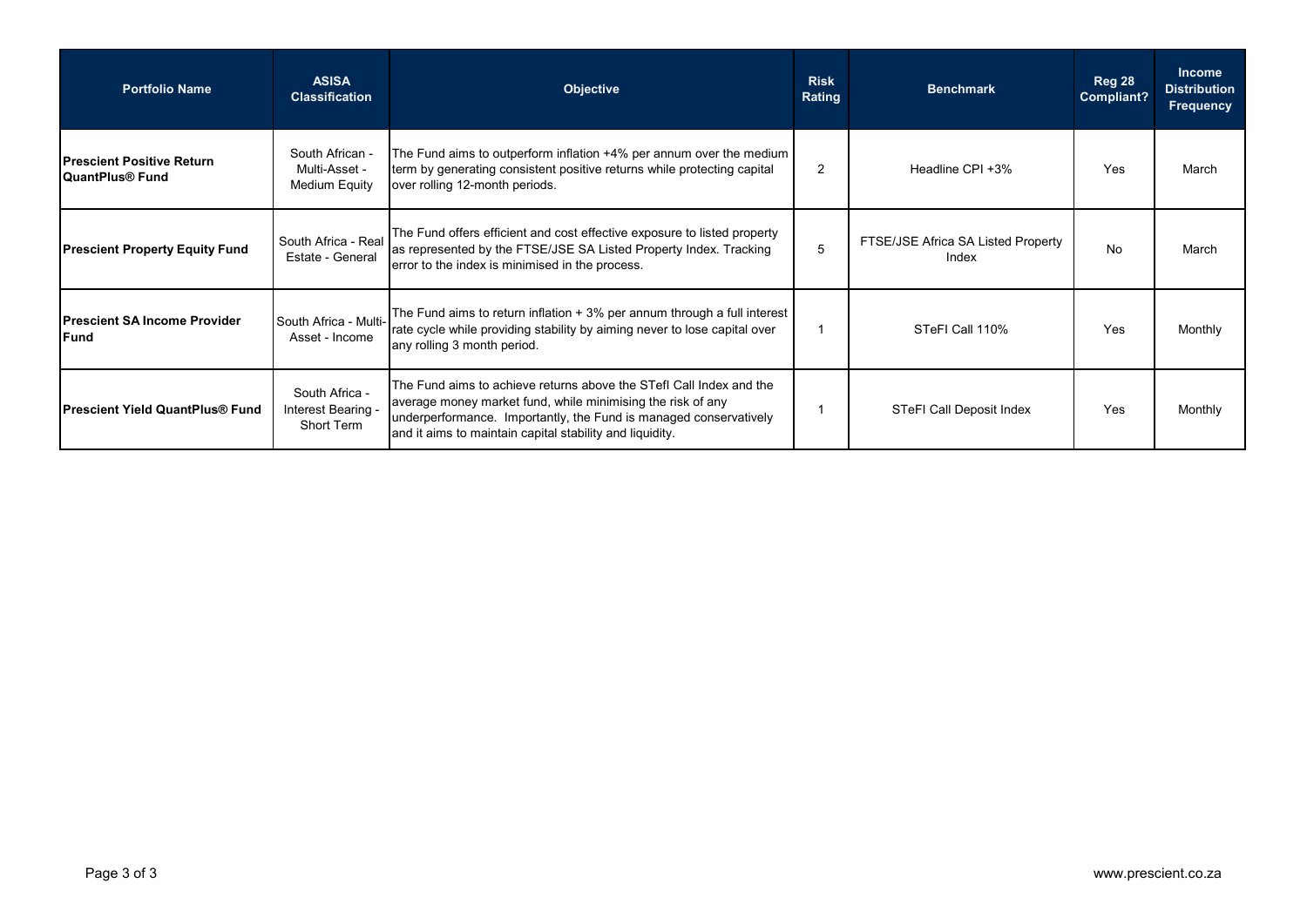| Portfolio Name | ASISA Classification | Objective | Risk Rating | Benchmark | Reg 28 Compliant? | Income Distribution Frequency |
|---|---|---|---|---|---|---|
| **Prescient Positive Return QuantPlus® Fund** | South African - Multi-Asset - Medium Equity | The Fund aims to outperform inflation +4% per annum over the medium term by generating consistent positive returns while protecting capital over rolling 12-month periods. | 2 | Headline CPI +3% | Yes | March |
| **Prescient Property Equity Fund** | South Africa - Real Estate - General | The Fund offers efficient and cost effective exposure to listed property as represented by the FTSE/JSE SA Listed Property Index. Tracking error to the index is minimised in the process. | 5 | FTSE/JSE Africa SA Listed Property Index | No | March |
| **Prescient SA Income Provider Fund** | South Africa - Multi-Asset - Income | The Fund aims to return inflation + 3% per annum through a full interest rate cycle while providing stability by aiming never to lose capital over any rolling 3 month period. | 1 | STeFI Call 110% | Yes | Monthly |
| **Prescient Yield QuantPlus® Fund** | South Africa - Interest Bearing - Short Term | The Fund aims to achieve returns above the STefI Call Index and the average money market fund, while minimising the risk of any underperformance. Importantly, the Fund is managed conservatively and it aims to maintain capital stability and liquidity. | 1 | STeFI Call Deposit Index | Yes | Monthly |

www.prescient.co.za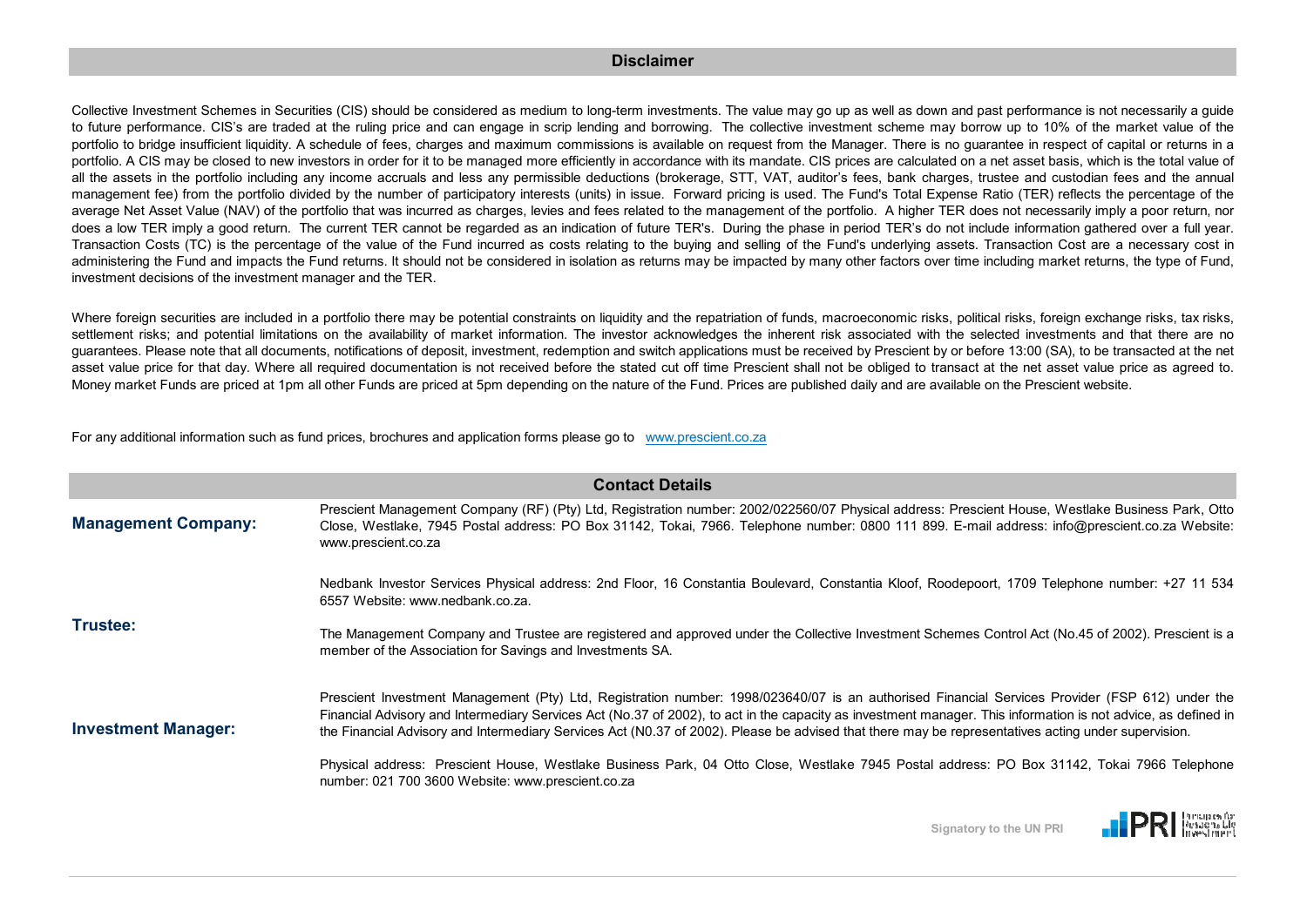## Disclaimer

Collective Investment Schemes in Securities (CIS) should be considered as medium to long-term investments. The value may go up as well as down and past performance is not necessarily a guide to future performance. CIS's are traded at the ruling price and can engage in scrip lending and borrowing. The collective investment scheme may borrow up to 10% of the market value of the portfolio to bridge insufficient liquidity. A schedule of fees, charges and maximum commissions is available on request from the Manager. There is no guarantee in respect of capital or returns in a portfolio. A CIS may be closed to new investors in order for it to be managed more efficiently in accordance with its mandate. CIS prices are calculated on a net asset basis, which is the total value of all the assets in the portfolio including any income accruals and less any permissible deductions (brokerage, STT, VAT, auditor's fees, bank charges, trustee and custodian fees and the annual management fee) from the portfolio divided by the number of participatory interests (units) in issue. Forward pricing is used. The Fund's Total Expense Ratio (TER) reflects the percentage of the average Net Asset Value (NAV) of the portfolio that was incurred as charges, levies and fees related to the management of the portfolio. A higher TER does not necessarily imply a poor return, nor does a low TER imply a good return. The current TER cannot be regarded as an indication of future TER's. During the phase in period TER's do not include information gathered over a full year. Transaction Costs (TC) is the percentage of the value of the Fund incurred as costs relating to the buying and selling of the Fund's underlying assets. Transaction Cost are a necessary cost in administering the Fund and impacts the Fund returns. It should not be considered in isolation as returns may be impacted by many other factors over time including market returns, the type of Fund, investment decisions of the investment manager and the TER.

Where foreign securities are included in a portfolio there may be potential constraints on liquidity and the repatriation of funds, macroeconomic risks, political risks, foreign exchange risks, tax risks, settlement risks; and potential limitations on the availability of market information. The investor acknowledges the inherent risk associated with the selected investments and that there are no guarantees. Please note that all documents, notifications of deposit, investment, redemption and switch applications must be received by Prescient by or before 13:00 (SA), to be transacted at the net asset value price for that day. Where all required documentation is not received before the stated cut off time Prescient shall not be obliged to transact at the net asset value price as agreed to. Money market Funds are priced at 1pm all other Funds are priced at 5pm depending on the nature of the Fund. Prices are published daily and are available on the Prescient website.

For any additional information such as fund prices, brochures and application forms please go to www.prescient.co.za

## Contact Details

**Management Company:**

Prescient Management Company (RF) (Pty) Ltd, Registration number: 2002/022560/07 Physical address: Prescient House, Westlake Business Park, Otto Close, Westlake, 7945 Postal address: PO Box 31142, Tokai, 7966. Telephone number: 0800 111 899. E-mail address: info@prescient.co.za Website: www.prescient.co.za

**Trustee:**

Nedbank Investor Services Physical address: 2nd Floor, 16 Constantia Boulevard, Constantia Kloof, Roodepoort, 1709 Telephone number: +27 11 534 6557 Website: www.nedbank.co.za.

The Management Company and Trustee are registered and approved under the Collective Investment Schemes Control Act (No.45 of 2002). Prescient is a member of the Association for Savings and Investments SA.

**Investment Manager:**

Prescient Investment Management (Pty) Ltd, Registration number: 1998/023640/07 is an authorised Financial Services Provider (FSP 612) under the Financial Advisory and Intermediary Services Act (No.37 of 2002), to act in the capacity as investment manager. This information is not advice, as defined in the Financial Advisory and Intermediary Services Act (N0.37 of 2002). Please be advised that there may be representatives acting under supervision.

Physical address: Prescient House, Westlake Business Park, 04 Otto Close, Westlake 7945 Postal address: PO Box 31142, Tokai 7966 Telephone number: 021 700 3600 Website: www.prescient.co.za

Signatory to the UN PRI

PRI Principles for Responsible Investment